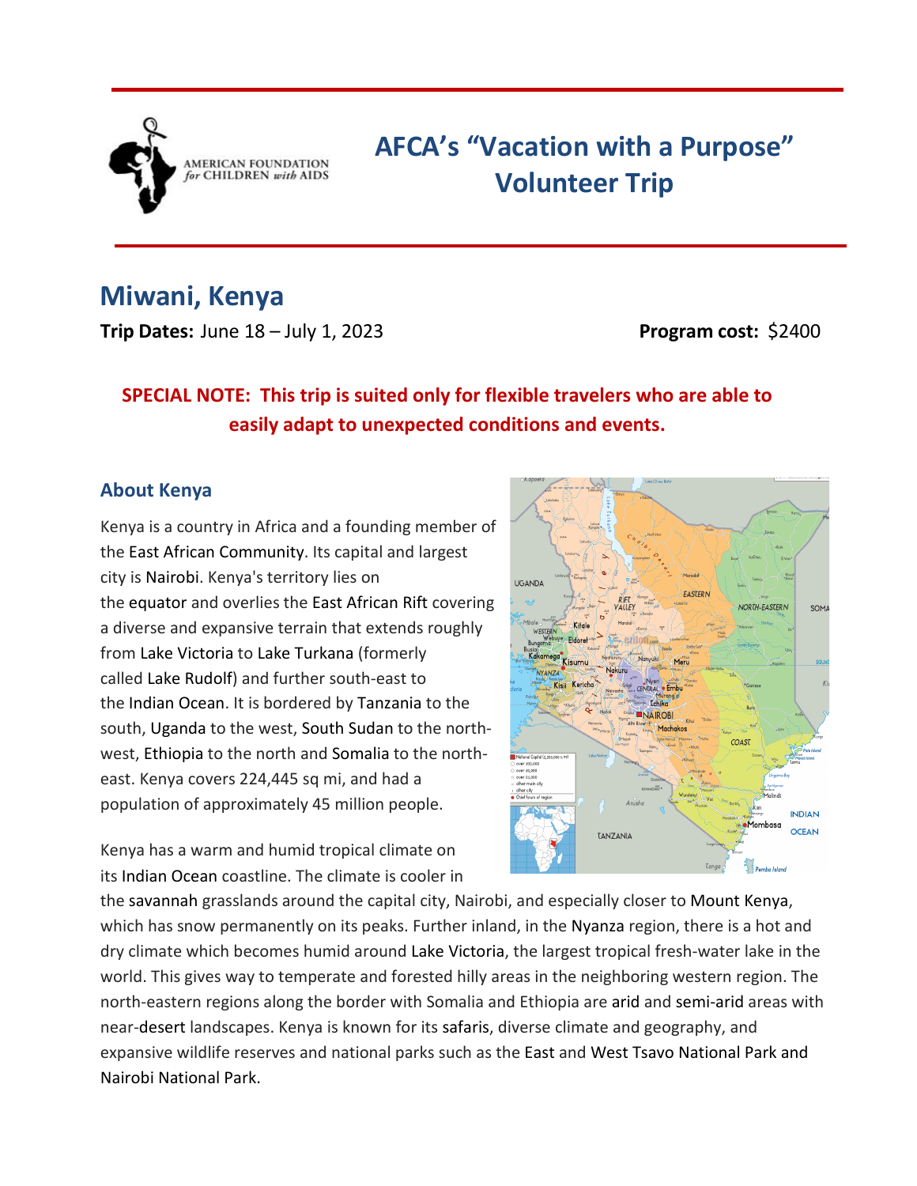AMERICAN FOUNDATION for CHILDREN with AIDS

# AFCA's "Vacation with a Purpose" Volunteer Trip

## Miwani, Kenya

**Trip Dates:** June 18 – July 1, 2023 **Program cost:** $2400

**SPECIAL NOTE: This trip is suited only for flexible travelers who are able to easily adapt to unexpected conditions and events.**

### About Kenya

Kenya is a country in Africa and a founding member of the East African Community. Its capital and largest city is Nairobi. Kenya's territory lies on the equator and overlies the East African Rift covering a diverse and expansive terrain that extends roughly from Lake Victoria to Lake Turkana (formerly called Lake Rudolf) and further south-east to the Indian Ocean. It is bordered by Tanzania to the south, Uganda to the west, South Sudan to the north-west, Ethiopia to the north and Somalia to the north-east. Kenya covers 224,445 sq mi, and had a population of approximately 45 million people.

Kenya has a warm and humid tropical climate on its Indian Ocean coastline. The climate is cooler in the savannah grasslands around the capital city, Nairobi, and especially closer to Mount Kenya, which has snow permanently on its peaks. Further inland, in the Nyanza region, there is a hot and dry climate which becomes humid around Lake Victoria, the largest tropical fresh-water lake in the world. This gives way to temperate and forested hilly areas in the neighboring western region. The north-eastern regions along the border with Somalia and Ethiopia are arid and semi-arid areas with near-desert landscapes. Kenya is known for its safaris, diverse climate and geography, and expansive wildlife reserves and national parks such as the East and West Tsavo National Park and Nairobi National Park.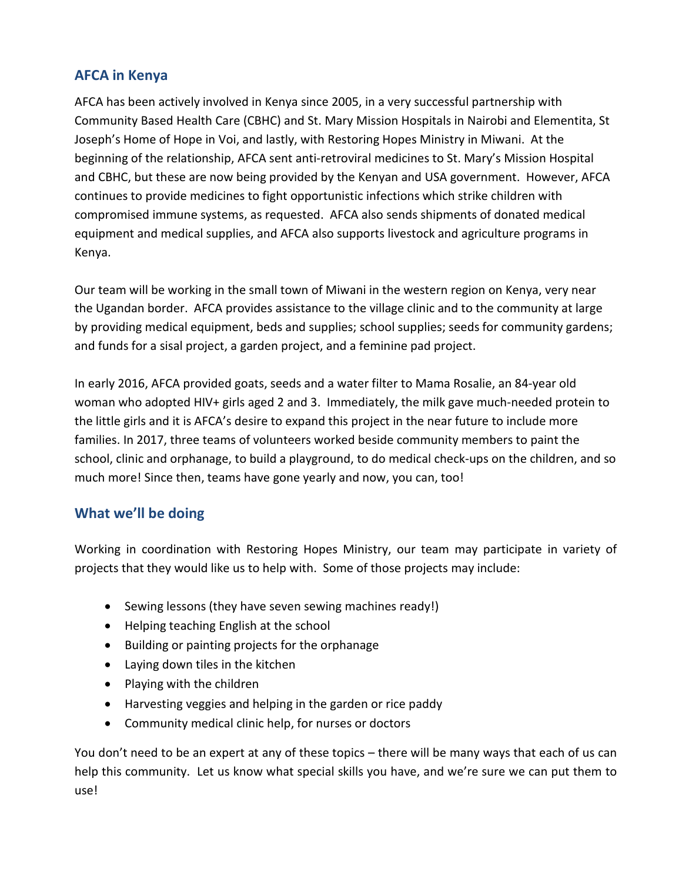## AFCA in Kenya

AFCA has been actively involved in Kenya since 2005, in a very successful partnership with Community Based Health Care (CBHC) and St. Mary Mission Hospitals in Nairobi and Elementita, St Joseph's Home of Hope in Voi, and lastly, with Restoring Hopes Ministry in Miwani. At the beginning of the relationship, AFCA sent anti-retroviral medicines to St. Mary's Mission Hospital and CBHC, but these are now being provided by the Kenyan and USA government. However, AFCA continues to provide medicines to fight opportunistic infections which strike children with compromised immune systems, as requested. AFCA also sends shipments of donated medical equipment and medical supplies, and AFCA also supports livestock and agriculture programs in Kenya.

Our team will be working in the small town of Miwani in the western region on Kenya, very near the Ugandan border. AFCA provides assistance to the village clinic and to the community at large by providing medical equipment, beds and supplies; school supplies; seeds for community gardens; and funds for a sisal project, a garden project, and a feminine pad project.

In early 2016, AFCA provided goats, seeds and a water filter to Mama Rosalie, an 84-year old woman who adopted HIV+ girls aged 2 and 3. Immediately, the milk gave much-needed protein to the little girls and it is AFCA's desire to expand this project in the near future to include more families. In 2017, three teams of volunteers worked beside community members to paint the school, clinic and orphanage, to build a playground, to do medical check-ups on the children, and so much more! Since then, teams have gone yearly and now, you can, too!

## What we'll be doing

Working in coordination with Restoring Hopes Ministry, our team may participate in variety of projects that they would like us to help with. Some of those projects may include:

- Sewing lessons (they have seven sewing machines ready!)
- Helping teaching English at the school
- Building or painting projects for the orphanage
- Laying down tiles in the kitchen
- Playing with the children
- Harvesting veggies and helping in the garden or rice paddy
- Community medical clinic help, for nurses or doctors

You don't need to be an expert at any of these topics – there will be many ways that each of us can help this community. Let us know what special skills you have, and we're sure we can put them to use!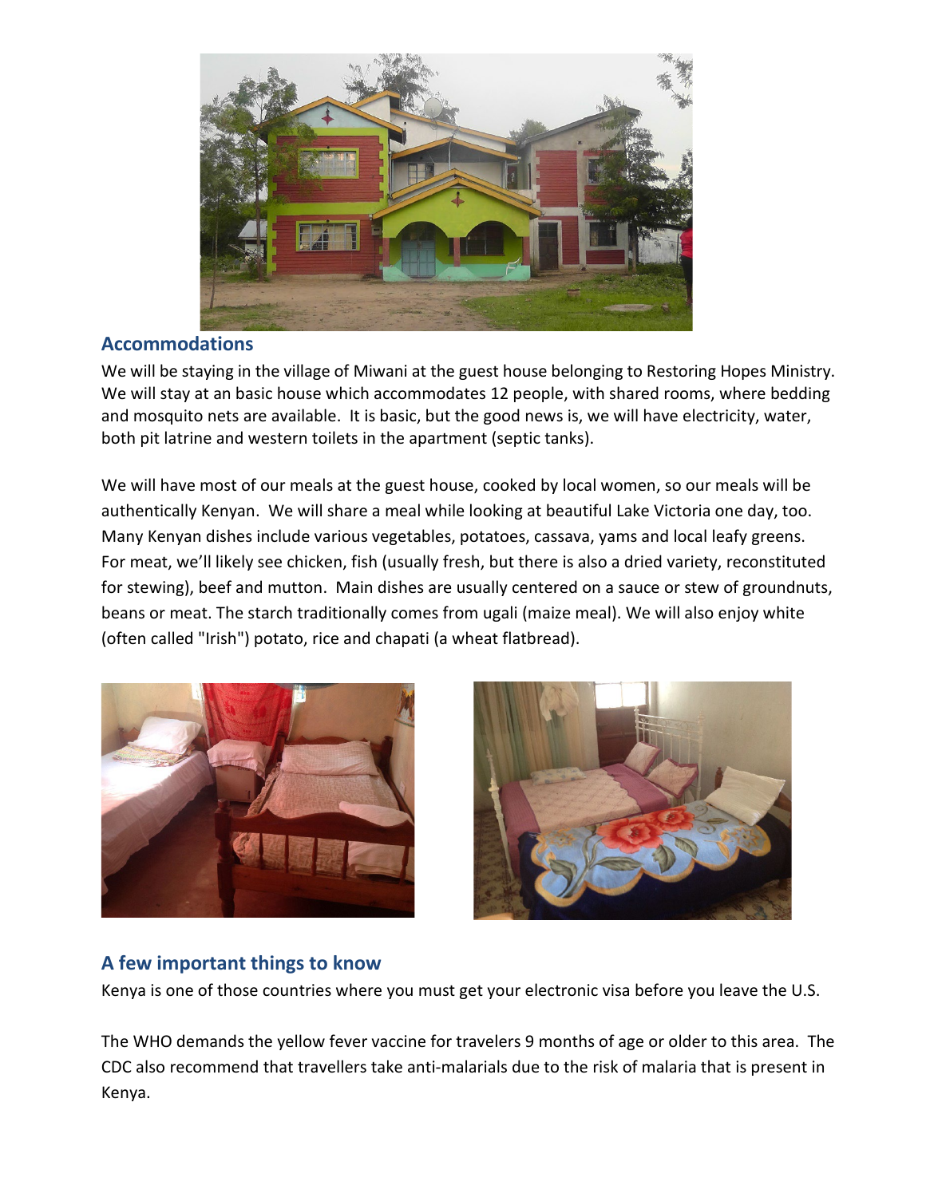## Accommodations

We will be staying in the village of Miwani at the guest house belonging to Restoring Hopes Ministry. We will stay at an basic house which accommodates 12 people, with shared rooms, where bedding and mosquito nets are available. It is basic, but the good news is, we will have electricity, water, both pit latrine and western toilets in the apartment (septic tanks).

We will have most of our meals at the guest house, cooked by local women, so our meals will be authentically Kenyan. We will share a meal while looking at beautiful Lake Victoria one day, too. Many Kenyan dishes include various vegetables, potatoes, cassava, yams and local leafy greens. For meat, we'll likely see chicken, fish (usually fresh, but there is also a dried variety, reconstituted for stewing), beef and mutton. Main dishes are usually centered on a sauce or stew of groundnuts, beans or meat. The starch traditionally comes from ugali (maize meal). We will also enjoy white (often called "Irish") potato, rice and chapati (a wheat flatbread).

## A few important things to know

Kenya is one of those countries where you must get your electronic visa before you leave the U.S.

The WHO demands the yellow fever vaccine for travelers 9 months of age or older to this area. The CDC also recommend that travellers take anti-malarials due to the risk of malaria that is present in Kenya.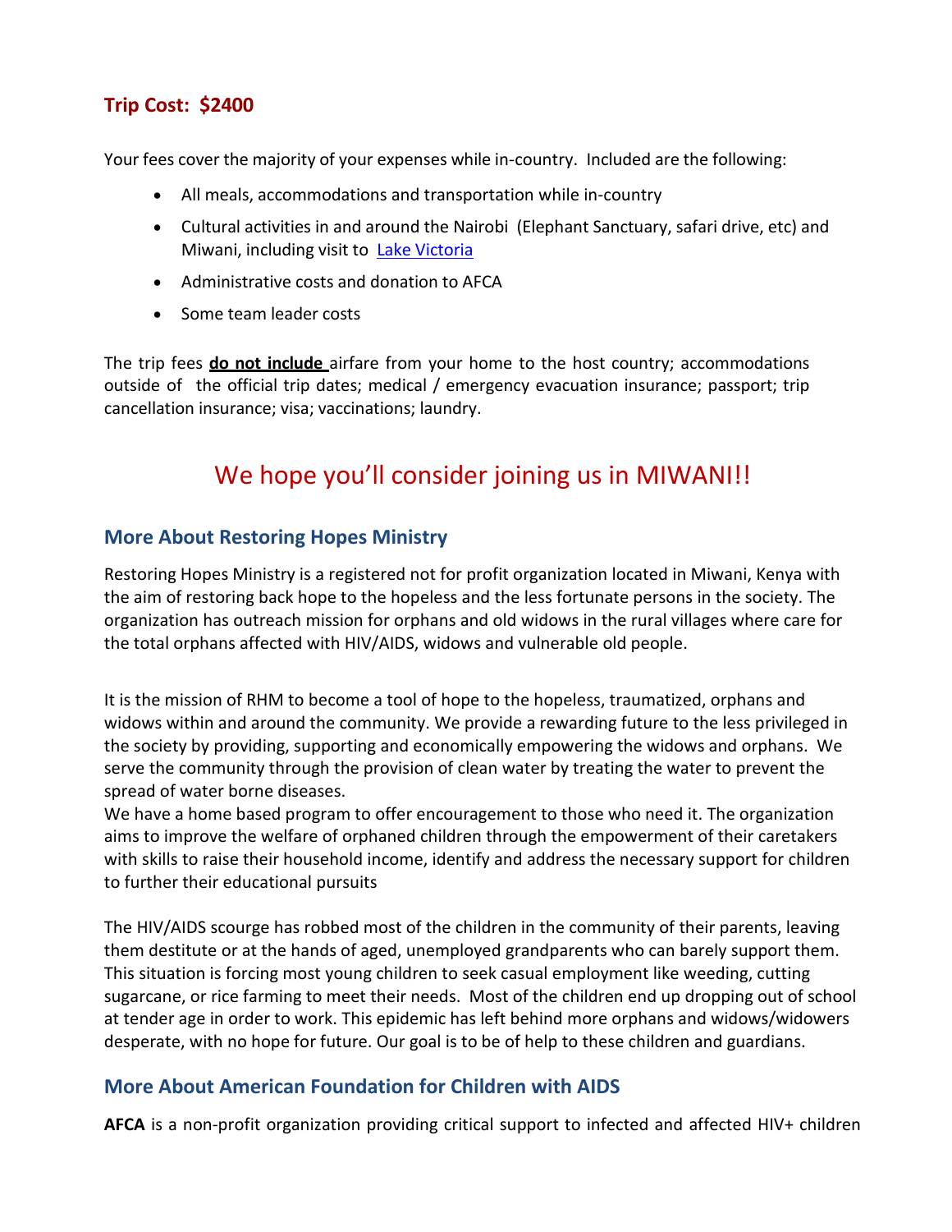### Trip Cost: $2400

Your fees cover the majority of your expenses while in-country. Included are the following:

- All meals, accommodations and transportation while in-country
- Cultural activities in and around the Nairobi (Elephant Sanctuary, safari drive, etc) and Miwani, including visit to Lake Victoria
- Administrative costs and donation to AFCA
- Some team leader costs

The trip fees **do not include** airfare from your home to the host country; accommodations outside of the official trip dates; medical / emergency evacuation insurance; passport; trip cancellation insurance; visa; vaccinations; laundry.

## We hope you'll consider joining us in MIWANI!!

### More About Restoring Hopes Ministry

Restoring Hopes Ministry is a registered not for profit organization located in Miwani, Kenya with the aim of restoring back hope to the hopeless and the less fortunate persons in the society. The organization has outreach mission for orphans and old widows in the rural villages where care for the total orphans affected with HIV/AIDS, widows and vulnerable old people.

It is the mission of RHM to become a tool of hope to the hopeless, traumatized, orphans and widows within and around the community. We provide a rewarding future to the less privileged in the society by providing, supporting and economically empowering the widows and orphans. We serve the community through the provision of clean water by treating the water to prevent the spread of water borne diseases.
We have a home based program to offer encouragement to those who need it. The organization aims to improve the welfare of orphaned children through the empowerment of their caretakers with skills to raise their household income, identify and address the necessary support for children to further their educational pursuits

The HIV/AIDS scourge has robbed most of the children in the community of their parents, leaving them destitute or at the hands of aged, unemployed grandparents who can barely support them. This situation is forcing most young children to seek casual employment like weeding, cutting sugarcane, or rice farming to meet their needs. Most of the children end up dropping out of school at tender age in order to work. This epidemic has left behind more orphans and widows/widowers desperate, with no hope for future. Our goal is to be of help to these children and guardians.

### More About American Foundation for Children with AIDS

**AFCA** is a non-profit organization providing critical support to infected and affected HIV+ children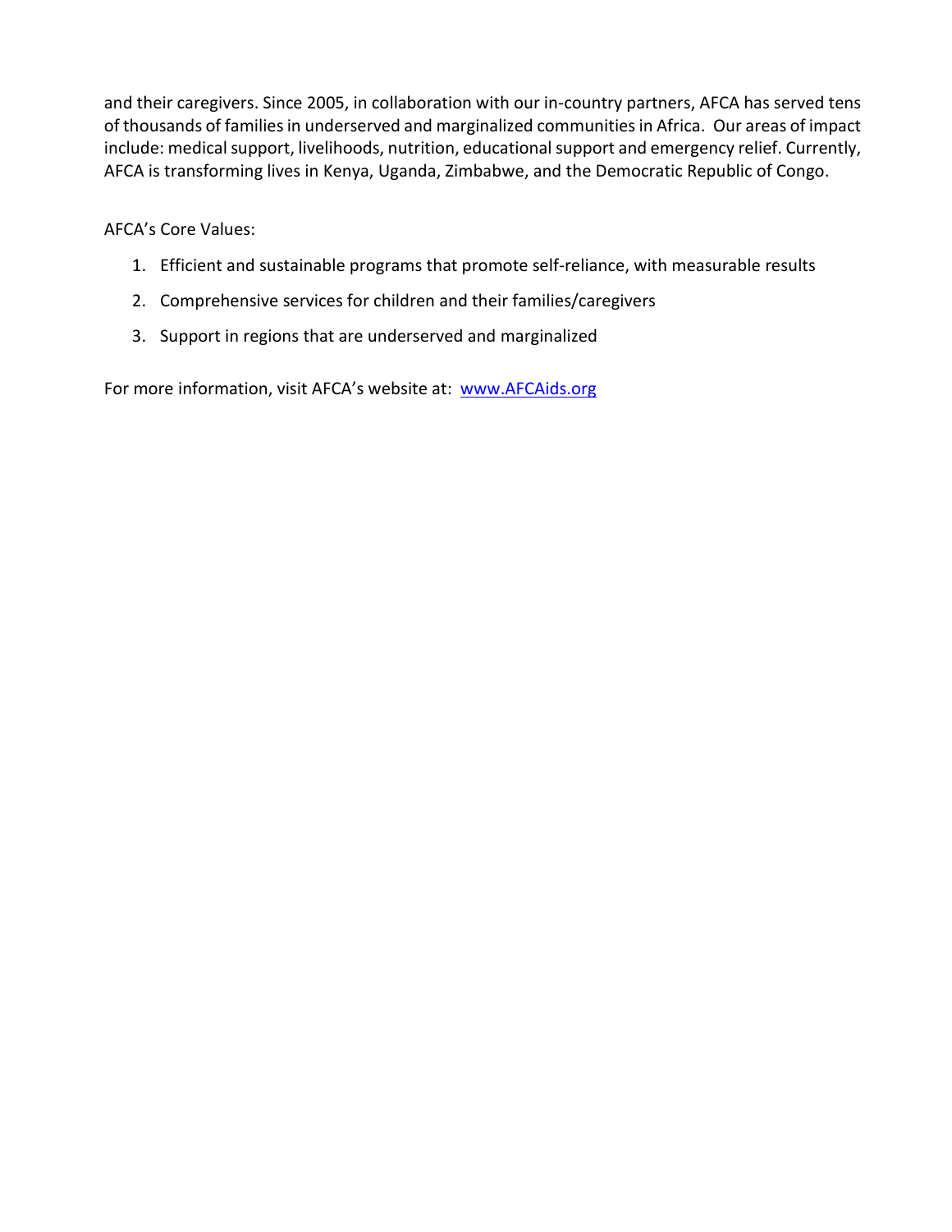and their caregivers. Since 2005, in collaboration with our in-country partners, AFCA has served tens of thousands of families in underserved and marginalized communities in Africa. Our areas of impact include: medical support, livelihoods, nutrition, educational support and emergency relief. Currently, AFCA is transforming lives in Kenya, Uganda, Zimbabwe, and the Democratic Republic of Congo.

AFCA's Core Values:

1. Efficient and sustainable programs that promote self-reliance, with measurable results
2. Comprehensive services for children and their families/caregivers
3. Support in regions that are underserved and marginalized

For more information, visit AFCA's website at: [www.AFCAids.org](http://www.AFCAids.org)